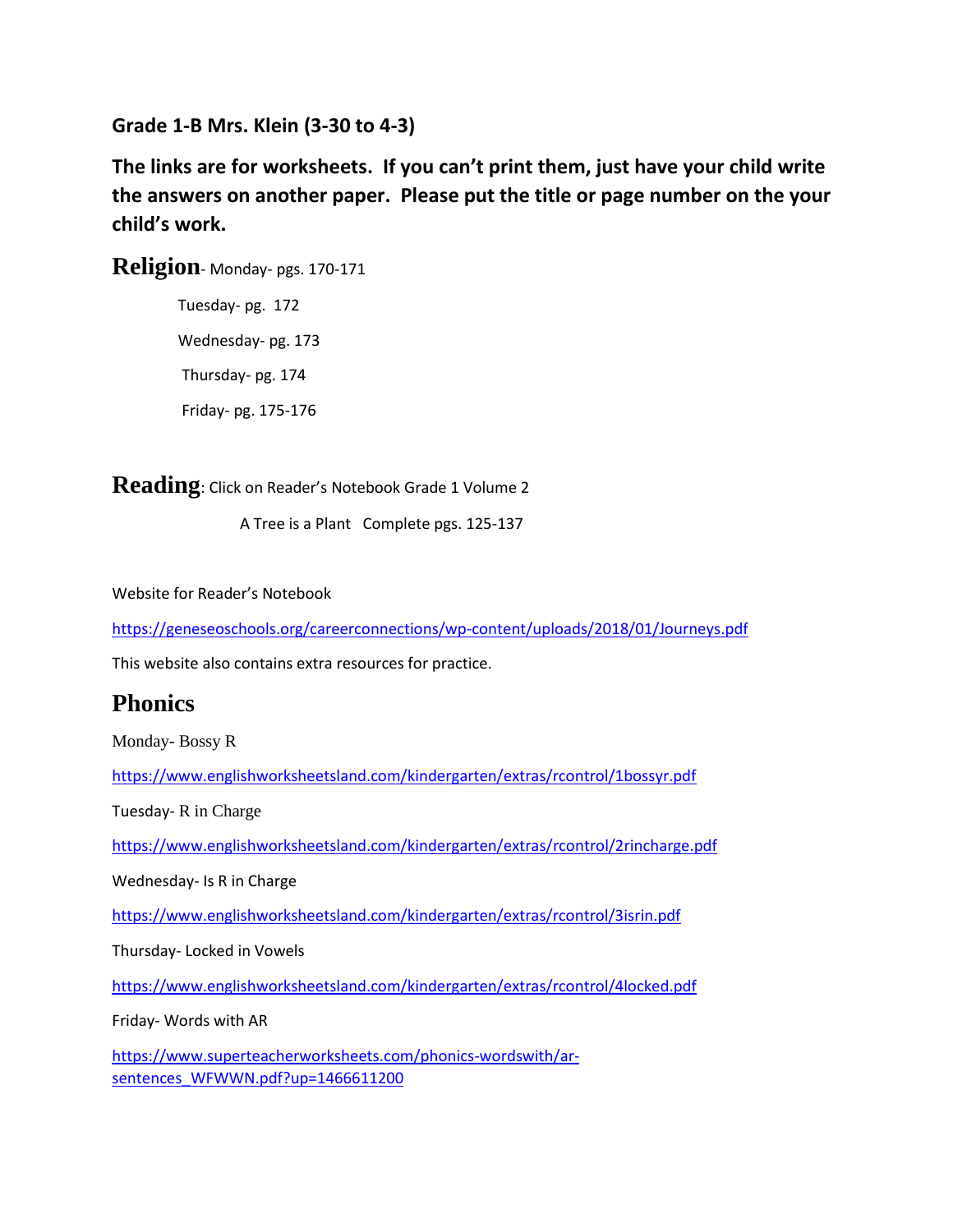**Grade 1-B Mrs. Klein (3-30 to 4-3)**

**The links are for worksheets. If you can't print them, just have your child write the answers on another paper. Please put the title or page number on the your child's work.**

## Religion- Monday- pgs. 170-171

Tuesday- pg. 172

Wednesday- pg. 173

Thursday- pg. 174

Friday- pg. 175-176

## Reading: Click on Reader's Notebook Grade 1 Volume 2

A Tree is a Plant Complete pgs. 125-137

Website for Reader's Notebook

https://geneseoschools.org/careerconnections/wp-content/uploads/2018/01/Journeys.pdf

This website also contains extra resources for practice.

## Phonics

Monday- Bossy R

https://www.englishworksheetsland.com/kindergarten/extras/rcontrol/1bossyr.pdf

Tuesday- R in Charge

https://www.englishworksheetsland.com/kindergarten/extras/rcontrol/2rincharge.pdf

Wednesday- Is R in Charge

https://www.englishworksheetsland.com/kindergarten/extras/rcontrol/3isrin.pdf

Thursday- Locked in Vowels

https://www.englishworksheetsland.com/kindergarten/extras/rcontrol/4locked.pdf

Friday- Words with AR

https://www.superteacherworksheets.com/phonics-wordswith/ar-sentences_WFWWN.pdf?up=1466611200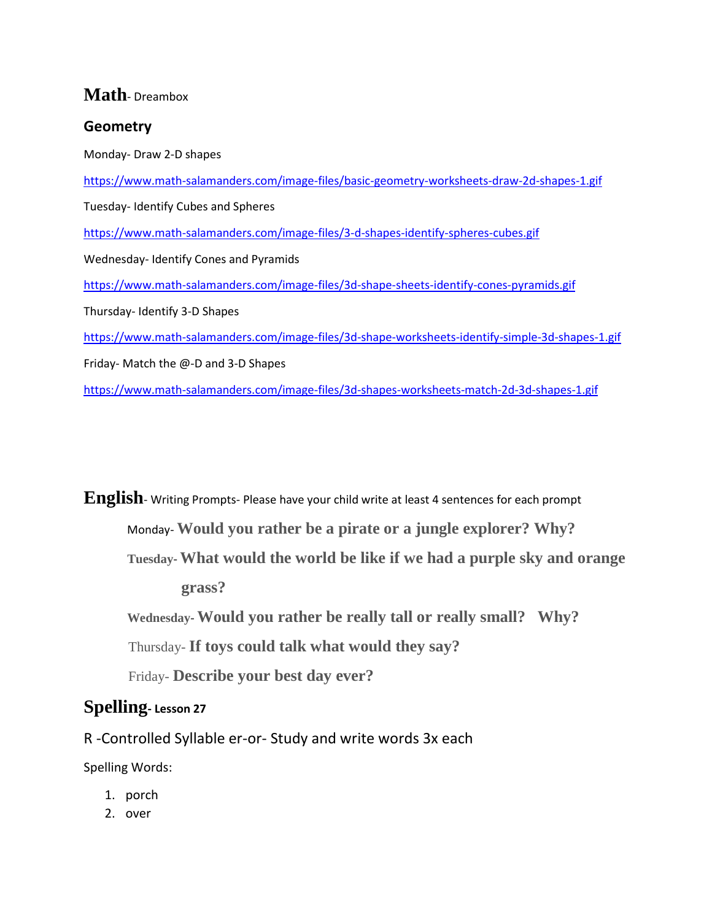## Math- Dreambox

### Geometry

Monday- Draw 2-D shapes

https://www.math-salamanders.com/image-files/basic-geometry-worksheets-draw-2d-shapes-1.gif

Tuesday- Identify Cubes and Spheres

https://www.math-salamanders.com/image-files/3-d-shapes-identify-spheres-cubes.gif

Wednesday- Identify Cones and Pyramids

https://www.math-salamanders.com/image-files/3d-shape-sheets-identify-cones-pyramids.gif

Thursday- Identify 3-D Shapes

https://www.math-salamanders.com/image-files/3d-shape-worksheets-identify-simple-3d-shapes-1.gif

Friday- Match the @-D and 3-D Shapes

https://www.math-salamanders.com/image-files/3d-shapes-worksheets-match-2d-3d-shapes-1.gif

## English- Writing Prompts- Please have your child write at least 4 sentences for each prompt

Monday- **Would you rather be a pirate or a jungle explorer? Why?**

Tuesday- **What would the world be like if we had a purple sky and orange grass?**

Wednesday- **Would you rather be really tall or really small? Why?**

Thursday- **If toys could talk what would they say?**

Friday- **Describe your best day ever?**

## Spelling- Lesson 27

R -Controlled Syllable er-or- Study and write words 3x each

Spelling Words:

1. porch
2. over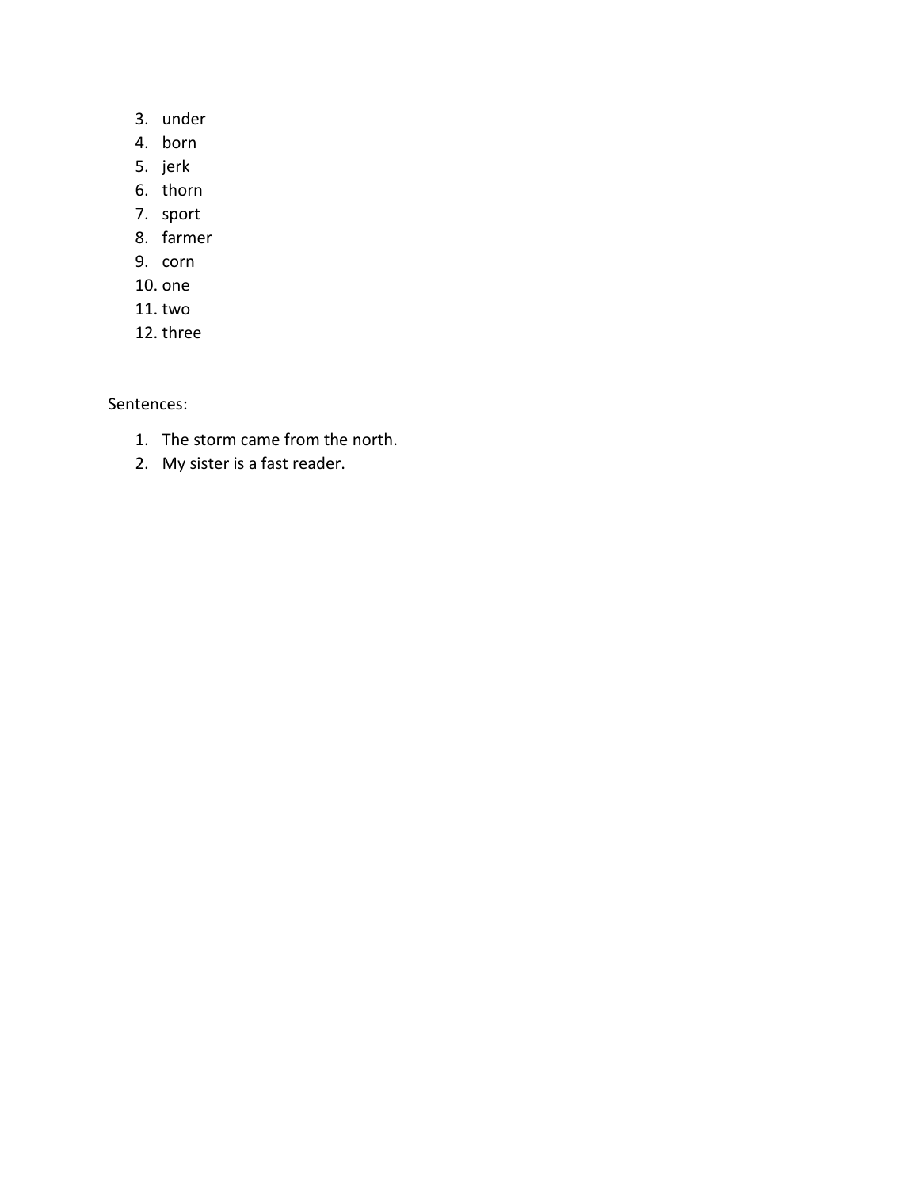3. under
4. born
5. jerk
6. thorn
7. sport
8. farmer
9. corn
10. one
11. two
12. three

Sentences:

1. The storm came from the north.
2. My sister is a fast reader.